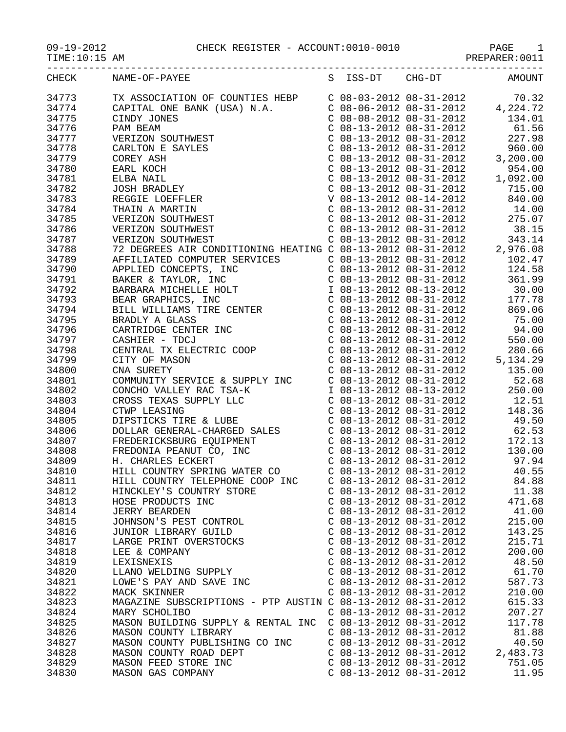09-19-2012 CHECK REGISTER - ACCOUNT:0010-0010

TIME:10:15 AM PREPARER:0011

| CHECK | NAME-OF-PAYEE | S | ISS-DT | CHG-DT | AMOUNT |
|---|---|---|---|---|---|
| 34773 | TX ASSOCIATION OF COUNTIES HEBP | C | 08-03-2012 | 08-31-2012 | 70.32 |
| 34774 | CAPITAL ONE BANK (USA) N.A. | C | 08-06-2012 | 08-31-2012 | 4,224.72 |
| 34775 | CINDY JONES | C | 08-08-2012 | 08-31-2012 | 134.01 |
| 34776 | PAM BEAM | C | 08-13-2012 | 08-31-2012 | 61.56 |
| 34777 | VERIZON SOUTHWEST | C | 08-13-2012 | 08-31-2012 | 227.98 |
| 34778 | CARLTON E SAYLES | C | 08-13-2012 | 08-31-2012 | 960.00 |
| 34779 | COREY ASH | C | 08-13-2012 | 08-31-2012 | 3,200.00 |
| 34780 | EARL KOCH | C | 08-13-2012 | 08-31-2012 | 954.00 |
| 34781 | ELBA NAIL | C | 08-13-2012 | 08-31-2012 | 1,092.00 |
| 34782 | JOSH BRADLEY | C | 08-13-2012 | 08-31-2012 | 715.00 |
| 34783 | REGGIE LOEFFLER | V | 08-13-2012 | 08-14-2012 | 840.00 |
| 34784 | THAIN A MARTIN | C | 08-13-2012 | 08-31-2012 | 14.00 |
| 34785 | VERIZON SOUTHWEST | C | 08-13-2012 | 08-31-2012 | 275.07 |
| 34786 | VERIZON SOUTHWEST | C | 08-13-2012 | 08-31-2012 | 38.15 |
| 34787 | VERIZON SOUTHWEST | C | 08-13-2012 | 08-31-2012 | 343.14 |
| 34788 | 72 DEGREES AIR CONDITIONING HEATING | C | 08-13-2012 | 08-31-2012 | 2,976.08 |
| 34789 | AFFILIATED COMPUTER SERVICES | C | 08-13-2012 | 08-31-2012 | 102.47 |
| 34790 | APPLIED CONCEPTS, INC | C | 08-13-2012 | 08-31-2012 | 124.58 |
| 34791 | BAKER & TAYLOR, INC | C | 08-13-2012 | 08-31-2012 | 361.99 |
| 34792 | BARBARA MICHELLE HOLT | I | 08-13-2012 | 08-13-2012 | 30.00 |
| 34793 | BEAR GRAPHICS, INC | C | 08-13-2012 | 08-31-2012 | 177.78 |
| 34794 | BILL WILLIAMS TIRE CENTER | C | 08-13-2012 | 08-31-2012 | 869.06 |
| 34795 | BRADLY A GLASS | C | 08-13-2012 | 08-31-2012 | 75.00 |
| 34796 | CARTRIDGE CENTER INC | C | 08-13-2012 | 08-31-2012 | 94.00 |
| 34797 | CASHIER - TDCJ | C | 08-13-2012 | 08-31-2012 | 550.00 |
| 34798 | CENTRAL TX ELECTRIC COOP | C | 08-13-2012 | 08-31-2012 | 280.66 |
| 34799 | CITY OF MASON | C | 08-13-2012 | 08-31-2012 | 5,134.29 |
| 34800 | CNA SURETY | C | 08-13-2012 | 08-31-2012 | 135.00 |
| 34801 | COMMUNITY SERVICE & SUPPLY INC | C | 08-13-2012 | 08-31-2012 | 52.68 |
| 34802 | CONCHO VALLEY RAC TSA-K | I | 08-13-2012 | 08-13-2012 | 250.00 |
| 34803 | CROSS TEXAS SUPPLY LLC | C | 08-13-2012 | 08-31-2012 | 12.51 |
| 34804 | CTWP LEASING | C | 08-13-2012 | 08-31-2012 | 148.36 |
| 34805 | DIPSTICKS TIRE & LUBE | C | 08-13-2012 | 08-31-2012 | 49.50 |
| 34806 | DOLLAR GENERAL-CHARGED SALES | C | 08-13-2012 | 08-31-2012 | 62.53 |
| 34807 | FREDERICKSBURG EQUIPMENT | C | 08-13-2012 | 08-31-2012 | 172.13 |
| 34808 | FREDONIA PEANUT CO, INC | C | 08-13-2012 | 08-31-2012 | 130.00 |
| 34809 | H. CHARLES ECKERT | C | 08-13-2012 | 08-31-2012 | 97.94 |
| 34810 | HILL COUNTRY SPRING WATER CO | C | 08-13-2012 | 08-31-2012 | 40.55 |
| 34811 | HILL COUNTRY TELEPHONE COOP INC | C | 08-13-2012 | 08-31-2012 | 84.88 |
| 34812 | HINCKLEY'S COUNTRY STORE | C | 08-13-2012 | 08-31-2012 | 11.38 |
| 34813 | HOSE PRODUCTS INC | C | 08-13-2012 | 08-31-2012 | 471.68 |
| 34814 | JERRY BEARDEN | C | 08-13-2012 | 08-31-2012 | 41.00 |
| 34815 | JOHNSON'S PEST CONTROL | C | 08-13-2012 | 08-31-2012 | 215.00 |
| 34816 | JUNIOR LIBRARY GUILD | C | 08-13-2012 | 08-31-2012 | 143.25 |
| 34817 | LARGE PRINT OVERSTOCKS | C | 08-13-2012 | 08-31-2012 | 215.71 |
| 34818 | LEE & COMPANY | C | 08-13-2012 | 08-31-2012 | 200.00 |
| 34819 | LEXISNEXIS | C | 08-13-2012 | 08-31-2012 | 48.50 |
| 34820 | LLANO WELDING SUPPLY | C | 08-13-2012 | 08-31-2012 | 61.70 |
| 34821 | LOWE'S PAY AND SAVE INC | C | 08-13-2012 | 08-31-2012 | 587.73 |
| 34822 | MACK SKINNER | C | 08-13-2012 | 08-31-2012 | 210.00 |
| 34823 | MAGAZINE SUBSCRIPTIONS - PTP AUSTIN | C | 08-13-2012 | 08-31-2012 | 615.33 |
| 34824 | MARY SCHOLIBO | C | 08-13-2012 | 08-31-2012 | 207.27 |
| 34825 | MASON BUILDING SUPPLY & RENTAL INC | C | 08-13-2012 | 08-31-2012 | 117.78 |
| 34826 | MASON COUNTY LIBRARY | C | 08-13-2012 | 08-31-2012 | 81.88 |
| 34827 | MASON COUNTY PUBLISHING CO INC | C | 08-13-2012 | 08-31-2012 | 40.50 |
| 34828 | MASON COUNTY ROAD DEPT | C | 08-13-2012 | 08-31-2012 | 2,483.73 |
| 34829 | MASON FEED STORE INC | C | 08-13-2012 | 08-31-2012 | 751.05 |
| 34830 | MASON GAS COMPANY | C | 08-13-2012 | 08-31-2012 | 11.95 |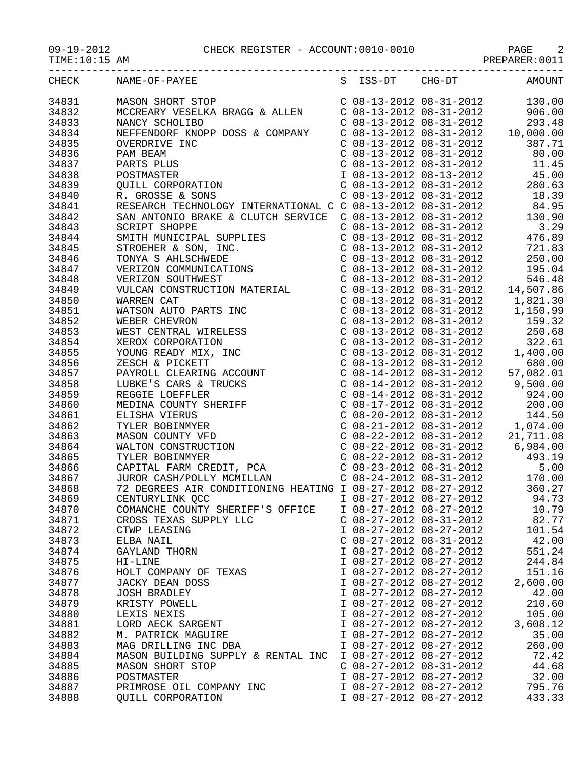CHECK REGISTER - ACCOUNT:0010-0010

| CHECK | NAME-OF-PAYEE | S | ISS-DT | CHG-DT | AMOUNT |
|---|---|---|---|---|---|
| 34831 | MASON SHORT STOP | C | 08-13-2012 | 08-31-2012 | 130.00 |
| 34832 | MCCREARY VESELKA BRAGG & ALLEN | C | 08-13-2012 | 08-31-2012 | 906.00 |
| 34833 | NANCY SCHOLIBO | C | 08-13-2012 | 08-31-2012 | 293.48 |
| 34834 | NEFFENDORF KNOPP DOSS & COMPANY | C | 08-13-2012 | 08-31-2012 | 10,000.00 |
| 34835 | OVERDRIVE INC | C | 08-13-2012 | 08-31-2012 | 387.71 |
| 34836 | PAM BEAM | C | 08-13-2012 | 08-31-2012 | 80.00 |
| 34837 | PARTS PLUS | C | 08-13-2012 | 08-31-2012 | 11.45 |
| 34838 | POSTMASTER | I | 08-13-2012 | 08-13-2012 | 45.00 |
| 34839 | QUILL CORPORATION | C | 08-13-2012 | 08-31-2012 | 280.63 |
| 34840 | R. GROSSE & SONS | C | 08-13-2012 | 08-31-2012 | 18.39 |
| 34841 | RESEARCH TECHNOLOGY INTERNATIONAL C | C | 08-13-2012 | 08-31-2012 | 84.95 |
| 34842 | SAN ANTONIO BRAKE & CLUTCH SERVICE | C | 08-13-2012 | 08-31-2012 | 130.90 |
| 34843 | SCRIPT SHOPPE | C | 08-13-2012 | 08-31-2012 | 3.29 |
| 34844 | SMITH MUNICIPAL SUPPLIES | C | 08-13-2012 | 08-31-2012 | 476.89 |
| 34845 | STROEHER & SON, INC. | C | 08-13-2012 | 08-31-2012 | 721.83 |
| 34846 | TONYA S AHLSCHWEDE | C | 08-13-2012 | 08-31-2012 | 250.00 |
| 34847 | VERIZON COMMUNICATIONS | C | 08-13-2012 | 08-31-2012 | 195.04 |
| 34848 | VERIZON SOUTHWEST | C | 08-13-2012 | 08-31-2012 | 546.48 |
| 34849 | VULCAN CONSTRUCTION MATERIAL | C | 08-13-2012 | 08-31-2012 | 14,507.86 |
| 34850 | WARREN CAT | C | 08-13-2012 | 08-31-2012 | 1,821.30 |
| 34851 | WATSON AUTO PARTS INC | C | 08-13-2012 | 08-31-2012 | 1,150.99 |
| 34852 | WEBER CHEVRON | C | 08-13-2012 | 08-31-2012 | 159.32 |
| 34853 | WEST CENTRAL WIRELESS | C | 08-13-2012 | 08-31-2012 | 250.68 |
| 34854 | XEROX CORPORATION | C | 08-13-2012 | 08-31-2012 | 322.61 |
| 34855 | YOUNG READY MIX, INC | C | 08-13-2012 | 08-31-2012 | 1,400.00 |
| 34856 | ZESCH & PICKETT | C | 08-13-2012 | 08-31-2012 | 680.00 |
| 34857 | PAYROLL CLEARING ACCOUNT | C | 08-14-2012 | 08-31-2012 | 57,082.01 |
| 34858 | LUBKE'S CARS & TRUCKS | C | 08-14-2012 | 08-31-2012 | 9,500.00 |
| 34859 | REGGIE LOEFFLER | C | 08-14-2012 | 08-31-2012 | 924.00 |
| 34860 | MEDINA COUNTY SHERIFF | C | 08-17-2012 | 08-31-2012 | 200.00 |
| 34861 | ELISHA VIERUS | C | 08-20-2012 | 08-31-2012 | 144.50 |
| 34862 | TYLER BOBINMYER | C | 08-21-2012 | 08-31-2012 | 1,074.00 |
| 34863 | MASON COUNTY VFD | C | 08-22-2012 | 08-31-2012 | 21,711.08 |
| 34864 | WALTON CONSTRUCTION | C | 08-22-2012 | 08-31-2012 | 6,984.00 |
| 34865 | TYLER BOBINMYER | C | 08-22-2012 | 08-31-2012 | 493.19 |
| 34866 | CAPITAL FARM CREDIT, PCA | C | 08-23-2012 | 08-31-2012 | 5.00 |
| 34867 | JUROR CASH/POLLY MCMILLAN | C | 08-24-2012 | 08-31-2012 | 170.00 |
| 34868 | 72 DEGREES AIR CONDITIONING HEATING | I | 08-27-2012 | 08-27-2012 | 360.27 |
| 34869 | CENTURYLINK QCC | I | 08-27-2012 | 08-27-2012 | 94.73 |
| 34870 | COMANCHE COUNTY SHERIFF'S OFFICE | I | 08-27-2012 | 08-27-2012 | 10.79 |
| 34871 | CROSS TEXAS SUPPLY LLC | C | 08-27-2012 | 08-31-2012 | 82.77 |
| 34872 | CTWP LEASING | I | 08-27-2012 | 08-27-2012 | 101.54 |
| 34873 | ELBA NAIL | C | 08-27-2012 | 08-31-2012 | 42.00 |
| 34874 | GAYLAND THORN | I | 08-27-2012 | 08-27-2012 | 551.24 |
| 34875 | HI-LINE | I | 08-27-2012 | 08-27-2012 | 244.84 |
| 34876 | HOLT COMPANY OF TEXAS | I | 08-27-2012 | 08-27-2012 | 151.16 |
| 34877 | JACKY DEAN DOSS | I | 08-27-2012 | 08-27-2012 | 2,600.00 |
| 34878 | JOSH BRADLEY | I | 08-27-2012 | 08-27-2012 | 42.00 |
| 34879 | KRISTY POWELL | I | 08-27-2012 | 08-27-2012 | 210.60 |
| 34880 | LEXIS NEXIS | I | 08-27-2012 | 08-27-2012 | 105.00 |
| 34881 | LORD AECK SARGENT | I | 08-27-2012 | 08-27-2012 | 3,608.12 |
| 34882 | M. PATRICK MAGUIRE | I | 08-27-2012 | 08-27-2012 | 35.00 |
| 34883 | MAG DRILLING INC DBA | I | 08-27-2012 | 08-27-2012 | 260.00 |
| 34884 | MASON BUILDING SUPPLY & RENTAL INC | I | 08-27-2012 | 08-27-2012 | 72.42 |
| 34885 | MASON SHORT STOP | C | 08-27-2012 | 08-31-2012 | 44.68 |
| 34886 | POSTMASTER | I | 08-27-2012 | 08-27-2012 | 32.00 |
| 34887 | PRIMROSE OIL COMPANY INC | I | 08-27-2012 | 08-27-2012 | 795.76 |
| 34888 | QUILL CORPORATION | I | 08-27-2012 | 08-27-2012 | 433.33 |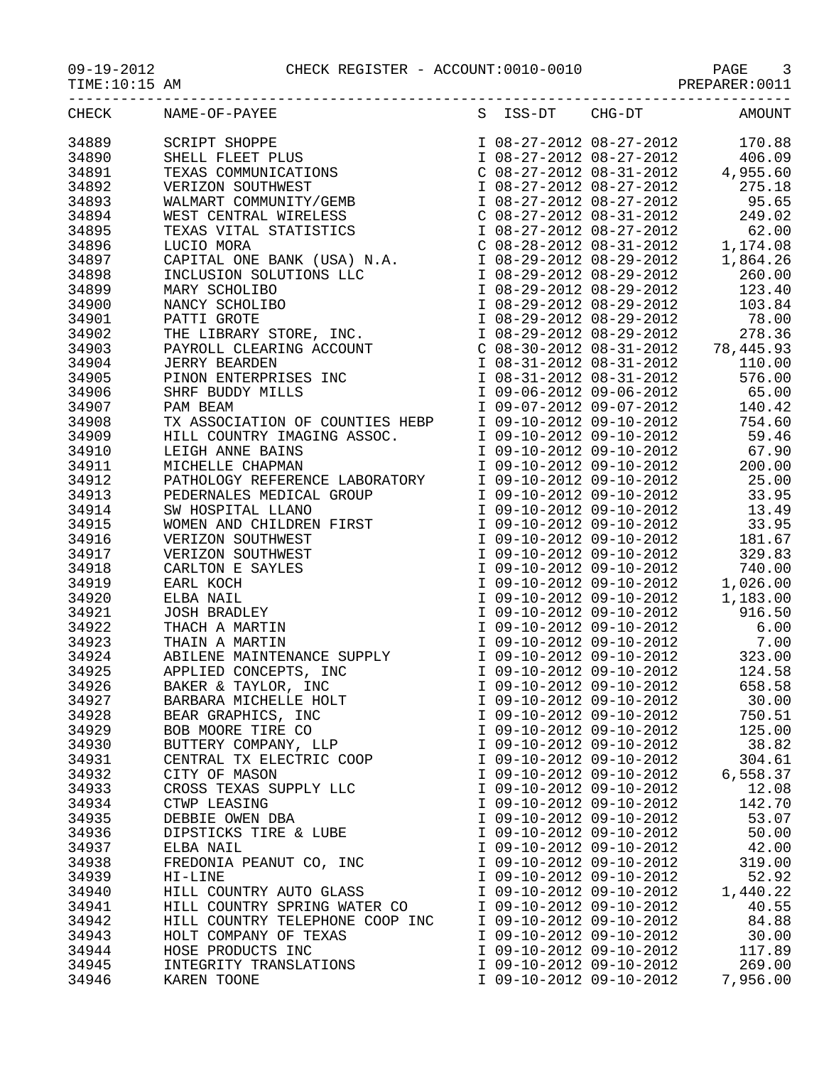# CHECK REGISTER - ACCOUNT:0010-0010

09-19-2012 TIME:10:15 AM PREPARER:0011

| CHECK | NAME-OF-PAYEE | S | ISS-DT | CHG-DT | AMOUNT |
|---|---|---|---|---|---|
| 34889 | SCRIPT SHOPPE | I | 08-27-2012 | 08-27-2012 | 170.88 |
| 34890 | SHELL FLEET PLUS | I | 08-27-2012 | 08-27-2012 | 406.09 |
| 34891 | TEXAS COMMUNICATIONS | C | 08-27-2012 | 08-31-2012 | 4,955.60 |
| 34892 | VERIZON SOUTHWEST | I | 08-27-2012 | 08-27-2012 | 275.18 |
| 34893 | WALMART COMMUNITY/GEMB | I | 08-27-2012 | 08-27-2012 | 95.65 |
| 34894 | WEST CENTRAL WIRELESS | C | 08-27-2012 | 08-31-2012 | 249.02 |
| 34895 | TEXAS VITAL STATISTICS | I | 08-27-2012 | 08-27-2012 | 62.00 |
| 34896 | LUCIO MORA | C | 08-28-2012 | 08-31-2012 | 1,174.08 |
| 34897 | CAPITAL ONE BANK (USA) N.A. | I | 08-29-2012 | 08-29-2012 | 1,864.26 |
| 34898 | INCLUSION SOLUTIONS LLC | I | 08-29-2012 | 08-29-2012 | 260.00 |
| 34899 | MARY SCHOLIBO | I | 08-29-2012 | 08-29-2012 | 123.40 |
| 34900 | NANCY SCHOLIBO | I | 08-29-2012 | 08-29-2012 | 103.84 |
| 34901 | PATTI GROTE | I | 08-29-2012 | 08-29-2012 | 78.00 |
| 34902 | THE LIBRARY STORE, INC. | I | 08-29-2012 | 08-29-2012 | 278.36 |
| 34903 | PAYROLL CLEARING ACCOUNT | C | 08-30-2012 | 08-31-2012 | 78,445.93 |
| 34904 | JERRY BEARDEN | I | 08-31-2012 | 08-31-2012 | 110.00 |
| 34905 | PINON ENTERPRISES INC | I | 08-31-2012 | 08-31-2012 | 576.00 |
| 34906 | SHRF BUDDY MILLS | I | 09-06-2012 | 09-06-2012 | 65.00 |
| 34907 | PAM BEAM | I | 09-07-2012 | 09-07-2012 | 140.42 |
| 34908 | TX ASSOCIATION OF COUNTIES HEBP | I | 09-10-2012 | 09-10-2012 | 754.60 |
| 34909 | HILL COUNTRY IMAGING ASSOC. | I | 09-10-2012 | 09-10-2012 | 59.46 |
| 34910 | LEIGH ANNE BAINS | I | 09-10-2012 | 09-10-2012 | 67.90 |
| 34911 | MICHELLE CHAPMAN | I | 09-10-2012 | 09-10-2012 | 200.00 |
| 34912 | PATHOLOGY REFERENCE LABORATORY | I | 09-10-2012 | 09-10-2012 | 25.00 |
| 34913 | PEDERNALES MEDICAL GROUP | I | 09-10-2012 | 09-10-2012 | 33.95 |
| 34914 | SW HOSPITAL LLANO | I | 09-10-2012 | 09-10-2012 | 13.49 |
| 34915 | WOMEN AND CHILDREN FIRST | I | 09-10-2012 | 09-10-2012 | 33.95 |
| 34916 | VERIZON SOUTHWEST | I | 09-10-2012 | 09-10-2012 | 181.67 |
| 34917 | VERIZON SOUTHWEST | I | 09-10-2012 | 09-10-2012 | 329.83 |
| 34918 | CARLTON E SAYLES | I | 09-10-2012 | 09-10-2012 | 740.00 |
| 34919 | EARL KOCH | I | 09-10-2012 | 09-10-2012 | 1,026.00 |
| 34920 | ELBA NAIL | I | 09-10-2012 | 09-10-2012 | 1,183.00 |
| 34921 | JOSH BRADLEY | I | 09-10-2012 | 09-10-2012 | 916.50 |
| 34922 | THACH A MARTIN | I | 09-10-2012 | 09-10-2012 | 6.00 |
| 34923 | THAIN A MARTIN | I | 09-10-2012 | 09-10-2012 | 7.00 |
| 34924 | ABILENE MAINTENANCE SUPPLY | I | 09-10-2012 | 09-10-2012 | 323.00 |
| 34925 | APPLIED CONCEPTS, INC | I | 09-10-2012 | 09-10-2012 | 124.58 |
| 34926 | BAKER & TAYLOR, INC | I | 09-10-2012 | 09-10-2012 | 658.58 |
| 34927 | BARBARA MICHELLE HOLT | I | 09-10-2012 | 09-10-2012 | 30.00 |
| 34928 | BEAR GRAPHICS, INC | I | 09-10-2012 | 09-10-2012 | 750.51 |
| 34929 | BOB MOORE TIRE CO | I | 09-10-2012 | 09-10-2012 | 125.00 |
| 34930 | BUTTERY COMPANY, LLP | I | 09-10-2012 | 09-10-2012 | 38.82 |
| 34931 | CENTRAL TX ELECTRIC COOP | I | 09-10-2012 | 09-10-2012 | 304.61 |
| 34932 | CITY OF MASON | I | 09-10-2012 | 09-10-2012 | 6,558.37 |
| 34933 | CROSS TEXAS SUPPLY LLC | I | 09-10-2012 | 09-10-2012 | 12.08 |
| 34934 | CTWP LEASING | I | 09-10-2012 | 09-10-2012 | 142.70 |
| 34935 | DEBBIE OWEN DBA | I | 09-10-2012 | 09-10-2012 | 53.07 |
| 34936 | DIPSTICKS TIRE & LUBE | I | 09-10-2012 | 09-10-2012 | 50.00 |
| 34937 | ELBA NAIL | I | 09-10-2012 | 09-10-2012 | 42.00 |
| 34938 | FREDONIA PEANUT CO, INC | I | 09-10-2012 | 09-10-2012 | 319.00 |
| 34939 | HI-LINE | I | 09-10-2012 | 09-10-2012 | 52.92 |
| 34940 | HILL COUNTRY AUTO GLASS | I | 09-10-2012 | 09-10-2012 | 1,440.22 |
| 34941 | HILL COUNTRY SPRING WATER CO | I | 09-10-2012 | 09-10-2012 | 40.55 |
| 34942 | HILL COUNTRY TELEPHONE COOP INC | I | 09-10-2012 | 09-10-2012 | 84.88 |
| 34943 | HOLT COMPANY OF TEXAS | I | 09-10-2012 | 09-10-2012 | 30.00 |
| 34944 | HOSE PRODUCTS INC | I | 09-10-2012 | 09-10-2012 | 117.89 |
| 34945 | INTEGRITY TRANSLATIONS | I | 09-10-2012 | 09-10-2012 | 269.00 |
| 34946 | KAREN TOONE | I | 09-10-2012 | 09-10-2012 | 7,956.00 |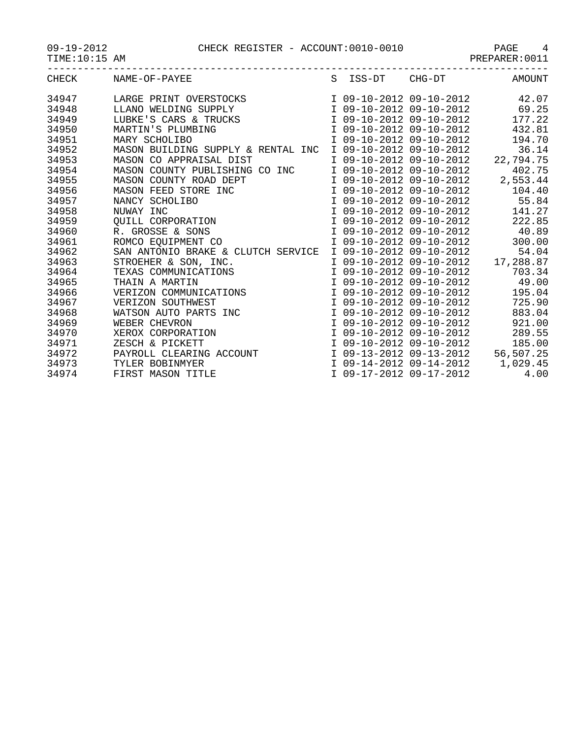CHECK REGISTER - ACCOUNT:0010-0010

09-19-2012
TIME:10:15 AM
PREPARER:0011

| CHECK | NAME-OF-PAYEE | S | ISS-DT | CHG-DT | AMOUNT |
|---|---|---|---|---|---|
| 34947 | LARGE PRINT OVERSTOCKS | I | 09-10-2012 | 09-10-2012 | 42.07 |
| 34948 | LLANO WELDING SUPPLY | I | 09-10-2012 | 09-10-2012 | 69.25 |
| 34949 | LUBKE'S CARS & TRUCKS | I | 09-10-2012 | 09-10-2012 | 177.22 |
| 34950 | MARTIN'S PLUMBING | I | 09-10-2012 | 09-10-2012 | 432.81 |
| 34951 | MARY SCHOLIBO | I | 09-10-2012 | 09-10-2012 | 194.70 |
| 34952 | MASON BUILDING SUPPLY & RENTAL INC | I | 09-10-2012 | 09-10-2012 | 36.14 |
| 34953 | MASON CO APPRAISAL DIST | I | 09-10-2012 | 09-10-2012 | 22,794.75 |
| 34954 | MASON COUNTY PUBLISHING CO INC | I | 09-10-2012 | 09-10-2012 | 402.75 |
| 34955 | MASON COUNTY ROAD DEPT | I | 09-10-2012 | 09-10-2012 | 2,553.44 |
| 34956 | MASON FEED STORE INC | I | 09-10-2012 | 09-10-2012 | 104.40 |
| 34957 | NANCY SCHOLIBO | I | 09-10-2012 | 09-10-2012 | 55.84 |
| 34958 | NUWAY INC | I | 09-10-2012 | 09-10-2012 | 141.27 |
| 34959 | QUILL CORPORATION | I | 09-10-2012 | 09-10-2012 | 222.85 |
| 34960 | R. GROSSE & SONS | I | 09-10-2012 | 09-10-2012 | 40.89 |
| 34961 | ROMCO EQUIPMENT CO | I | 09-10-2012 | 09-10-2012 | 300.00 |
| 34962 | SAN ANTONIO BRAKE & CLUTCH SERVICE | I | 09-10-2012 | 09-10-2012 | 54.04 |
| 34963 | STROEHER & SON, INC. | I | 09-10-2012 | 09-10-2012 | 17,288.87 |
| 34964 | TEXAS COMMUNICATIONS | I | 09-10-2012 | 09-10-2012 | 703.34 |
| 34965 | THAIN A MARTIN | I | 09-10-2012 | 09-10-2012 | 49.00 |
| 34966 | VERIZON COMMUNICATIONS | I | 09-10-2012 | 09-10-2012 | 195.04 |
| 34967 | VERIZON SOUTHWEST | I | 09-10-2012 | 09-10-2012 | 725.90 |
| 34968 | WATSON AUTO PARTS INC | I | 09-10-2012 | 09-10-2012 | 883.04 |
| 34969 | WEBER CHEVRON | I | 09-10-2012 | 09-10-2012 | 921.00 |
| 34970 | XEROX CORPORATION | I | 09-10-2012 | 09-10-2012 | 289.55 |
| 34971 | ZESCH & PICKETT | I | 09-10-2012 | 09-10-2012 | 185.00 |
| 34972 | PAYROLL CLEARING ACCOUNT | I | 09-13-2012 | 09-13-2012 | 56,507.25 |
| 34973 | TYLER BOBINMYER | I | 09-14-2012 | 09-14-2012 | 1,029.45 |
| 34974 | FIRST MASON TITLE | I | 09-17-2012 | 09-17-2012 | 4.00 |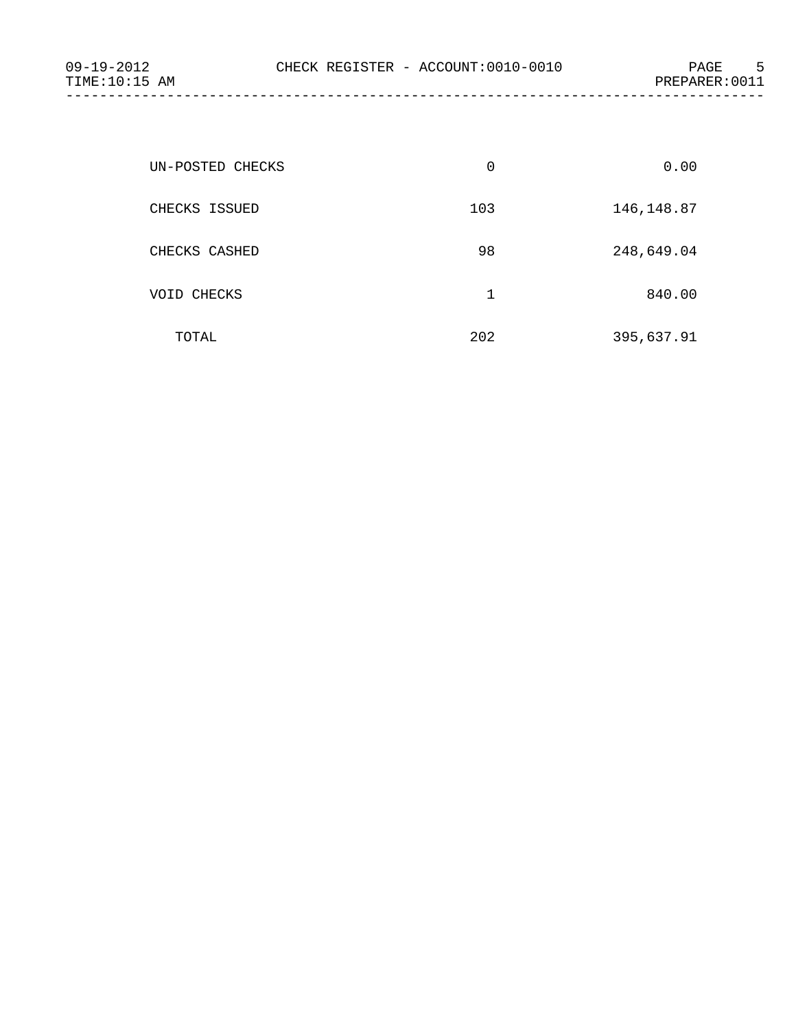| | | |
|---|---|---|
| UN-POSTED CHECKS | 0 | 0.00 |
| CHECKS ISSUED | 103 | 146,148.87 |
| CHECKS CASHED | 98 | 248,649.04 |
| VOID CHECKS | 1 | 840.00 |
| TOTAL | 202 | 395,637.91 |